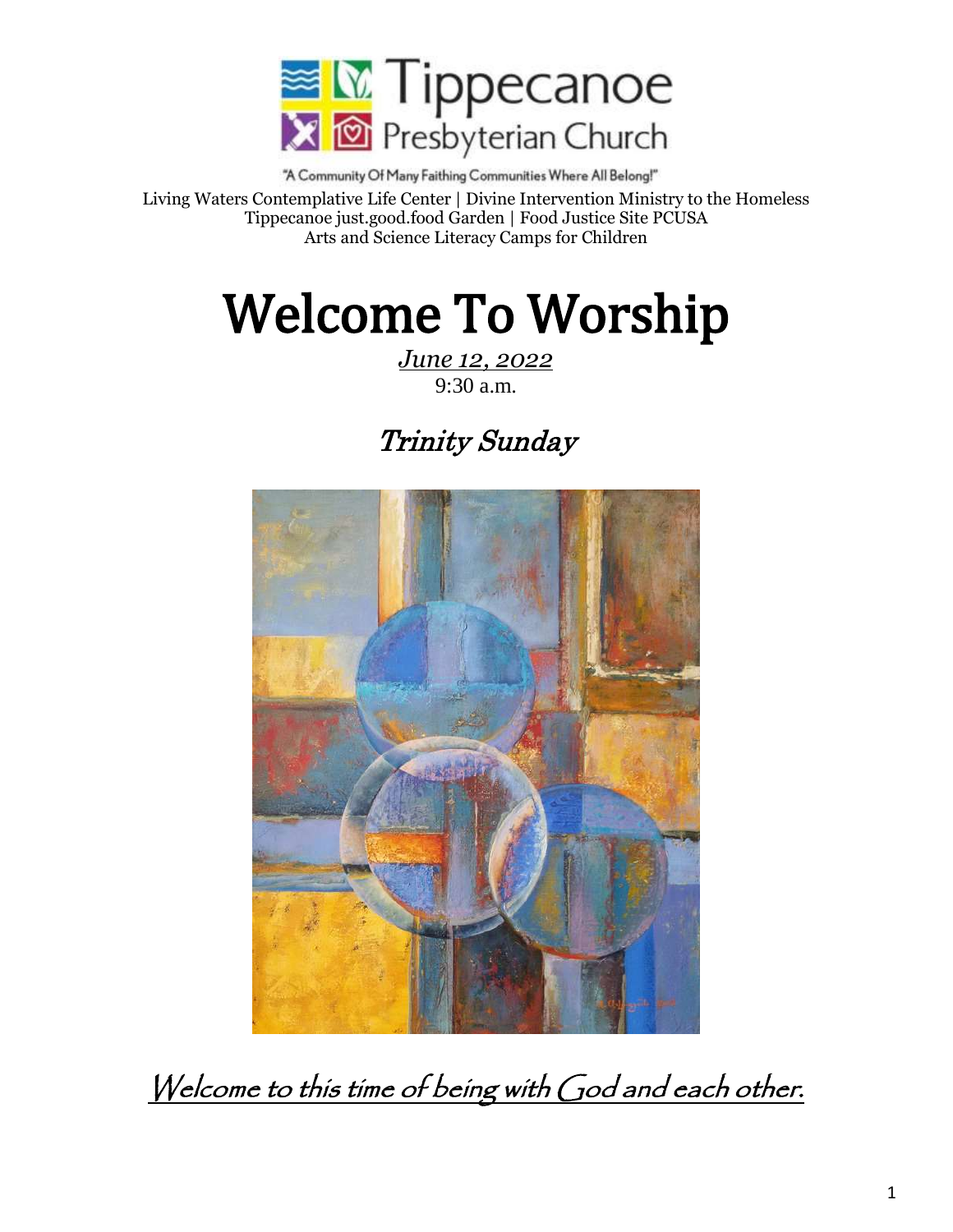Tippecanoe Presbyterian Church

"A Community Of Many Faithing Communities Where All Belong!"

Living Waters Contemplative Life Center | Divine Intervention Ministry to the Homeless
Tippecanoe just.good.food Garden | Food Justice Site PCUSA
Arts and Science Literacy Camps for Children

# Welcome To Worship

*June 12, 2022*
9:30 a.m.

## *Trinity Sunday*

*Welcome to this time of being with God and each other.*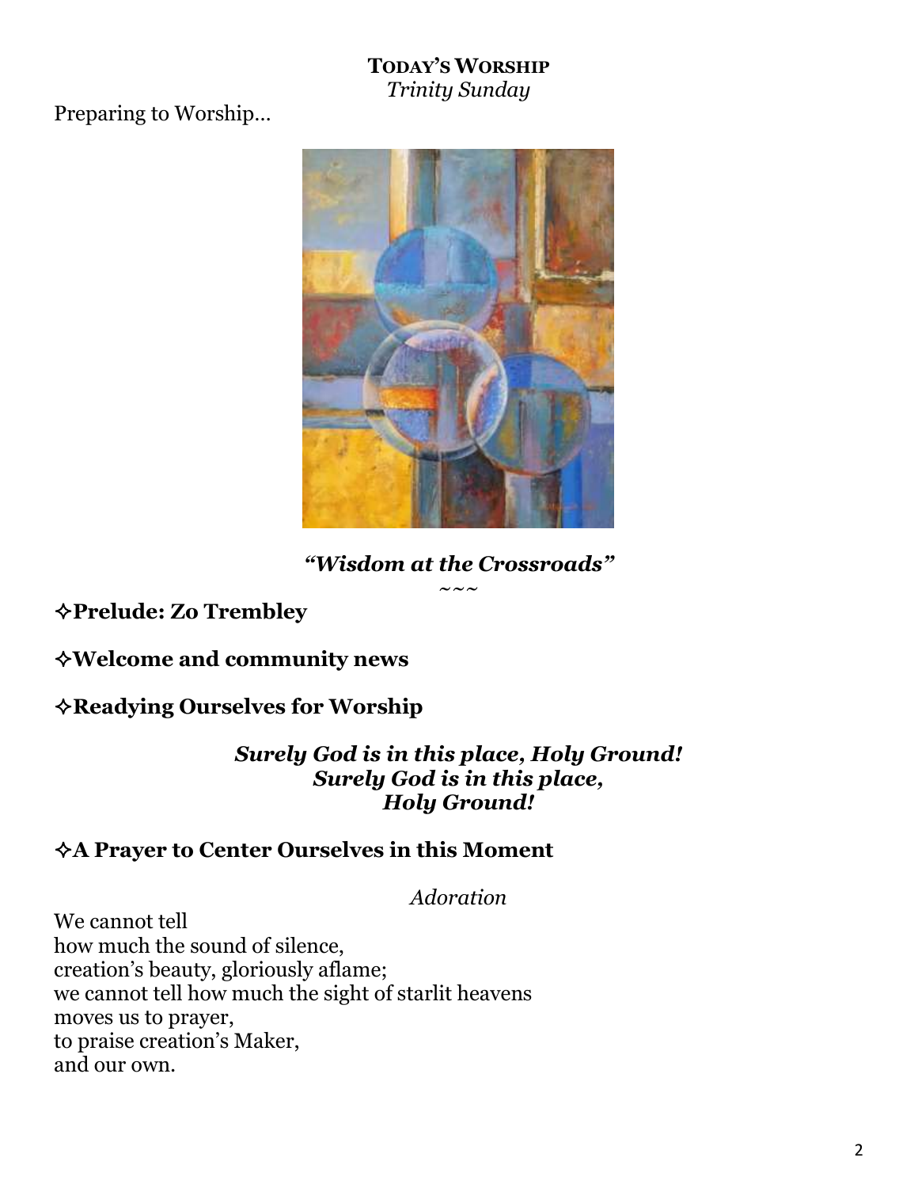**TODAY'S WORSHIP**
*Trinity Sunday*

Preparing to Worship…

***"Wisdom at the Crossroads"***

~~~

### ✧Prelude: Zo Trembley

### ✧Welcome and community news

### ✧Readying Ourselves for Worship

***Surely God is in this place, Holy Ground!***
***Surely God is in this place,***
***Holy Ground!***

### ✧A Prayer to Center Ourselves in this Moment

*Adoration*

We cannot tell
how much the sound of silence,
creation's beauty, gloriously aflame;
we cannot tell how much the sight of starlit heavens
moves us to prayer,
to praise creation's Maker,
and our own.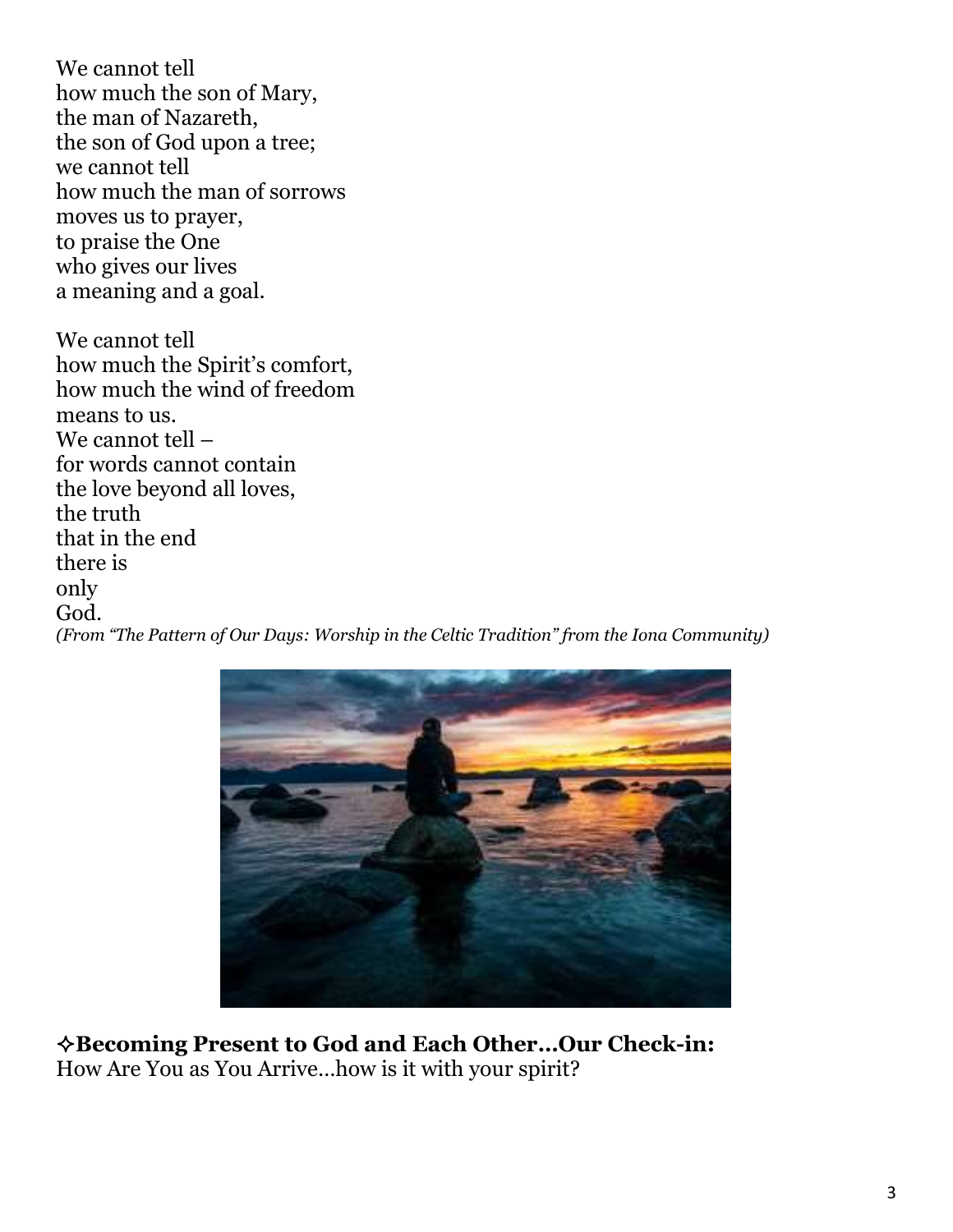We cannot tell  
how much the son of Mary,  
the man of Nazareth,  
the son of God upon a tree;  
we cannot tell  
how much the man of sorrows  
moves us to prayer,  
to praise the One  
who gives our lives  
a meaning and a goal.

We cannot tell  
how much the Spirit's comfort,  
how much the wind of freedom  
means to us.  
We cannot tell –  
for words cannot contain  
the love beyond all loves,  
the truth  
that in the end  
there is  
only  
God.  
*(From "The Pattern of Our Days: Worship in the Celtic Tradition" from the Iona Community)*

**✧Becoming Present to God and Each Other…Our Check-in:**  
How Are You as You Arrive…how is it with your spirit?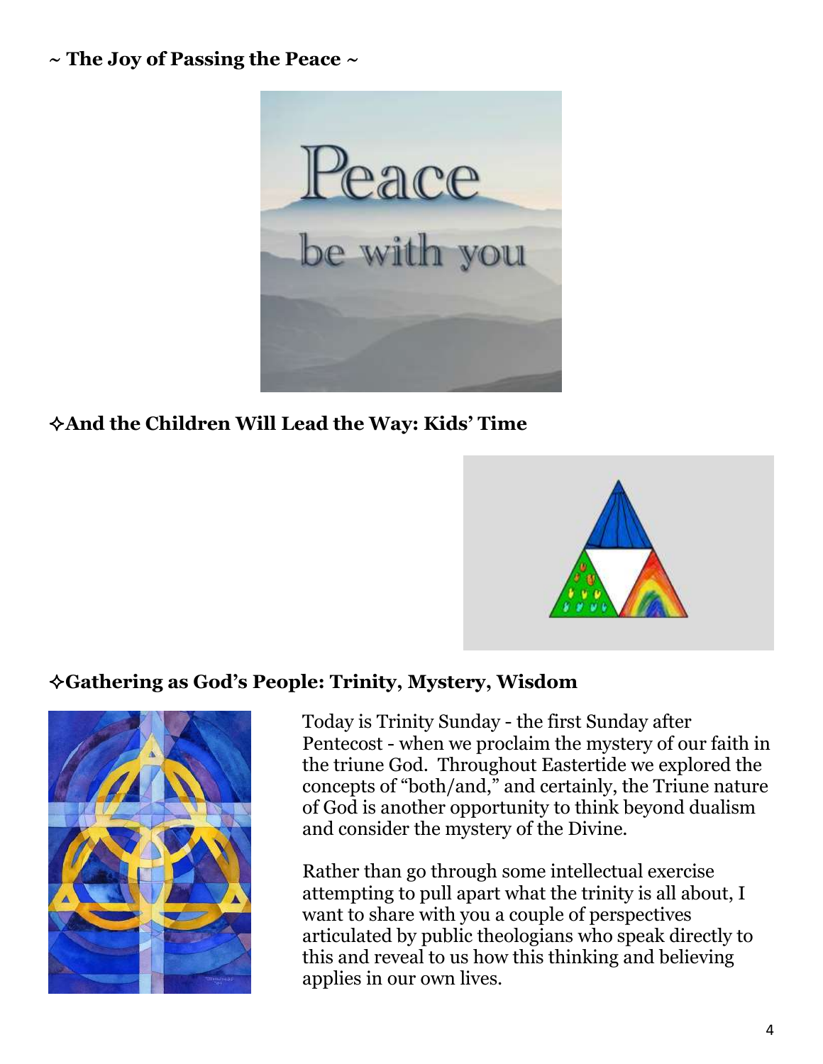**~ The Joy of Passing the Peace ~**

**✧And the Children Will Lead the Way: Kids' Time**

**✧Gathering as God's People: Trinity, Mystery, Wisdom**

Today is Trinity Sunday - the first Sunday after Pentecost - when we proclaim the mystery of our faith in the triune God. Throughout Eastertide we explored the concepts of "both/and," and certainly, the Triune nature of God is another opportunity to think beyond dualism and consider the mystery of the Divine.

Rather than go through some intellectual exercise attempting to pull apart what the trinity is all about, I want to share with you a couple of perspectives articulated by public theologians who speak directly to this and reveal to us how this thinking and believing applies in our own lives.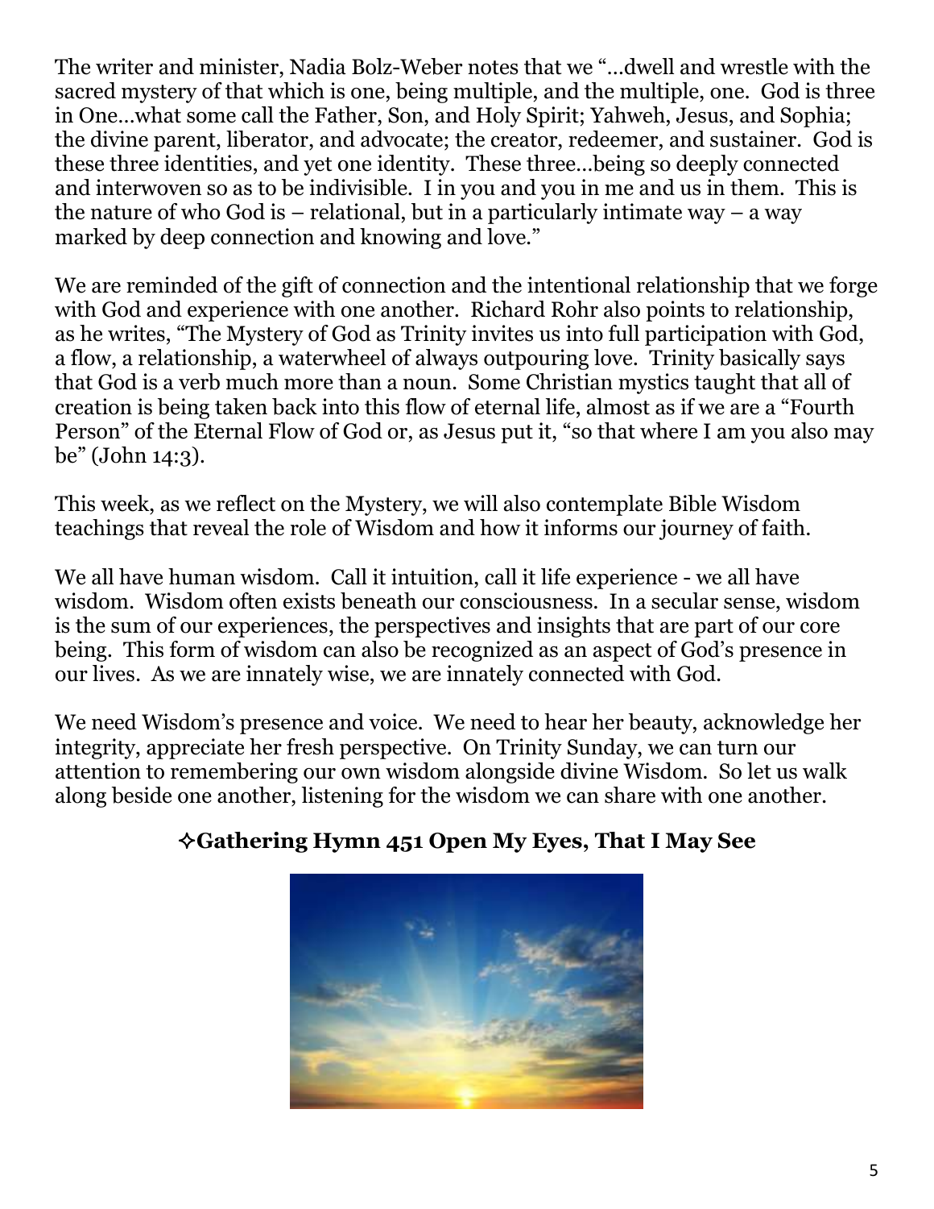The writer and minister, Nadia Bolz-Weber notes that we "…dwell and wrestle with the sacred mystery of that which is one, being multiple, and the multiple, one. God is three in One…what some call the Father, Son, and Holy Spirit; Yahweh, Jesus, and Sophia; the divine parent, liberator, and advocate; the creator, redeemer, and sustainer. God is these three identities, and yet one identity. These three…being so deeply connected and interwoven so as to be indivisible. I in you and you in me and us in them. This is the nature of who God is – relational, but in a particularly intimate way – a way marked by deep connection and knowing and love."

We are reminded of the gift of connection and the intentional relationship that we forge with God and experience with one another. Richard Rohr also points to relationship, as he writes, "The Mystery of God as Trinity invites us into full participation with God, a flow, a relationship, a waterwheel of always outpouring love. Trinity basically says that God is a verb much more than a noun. Some Christian mystics taught that all of creation is being taken back into this flow of eternal life, almost as if we are a "Fourth Person" of the Eternal Flow of God or, as Jesus put it, "so that where I am you also may be" (John 14:3).

This week, as we reflect on the Mystery, we will also contemplate Bible Wisdom teachings that reveal the role of Wisdom and how it informs our journey of faith.

We all have human wisdom. Call it intuition, call it life experience - we all have wisdom. Wisdom often exists beneath our consciousness. In a secular sense, wisdom is the sum of our experiences, the perspectives and insights that are part of our core being. This form of wisdom can also be recognized as an aspect of God's presence in our lives. As we are innately wise, we are innately connected with God.

We need Wisdom's presence and voice. We need to hear her beauty, acknowledge her integrity, appreciate her fresh perspective. On Trinity Sunday, we can turn our attention to remembering our own wisdom alongside divine Wisdom. So let us walk along beside one another, listening for the wisdom we can share with one another.

**✧Gathering Hymn 451 Open My Eyes, That I May See**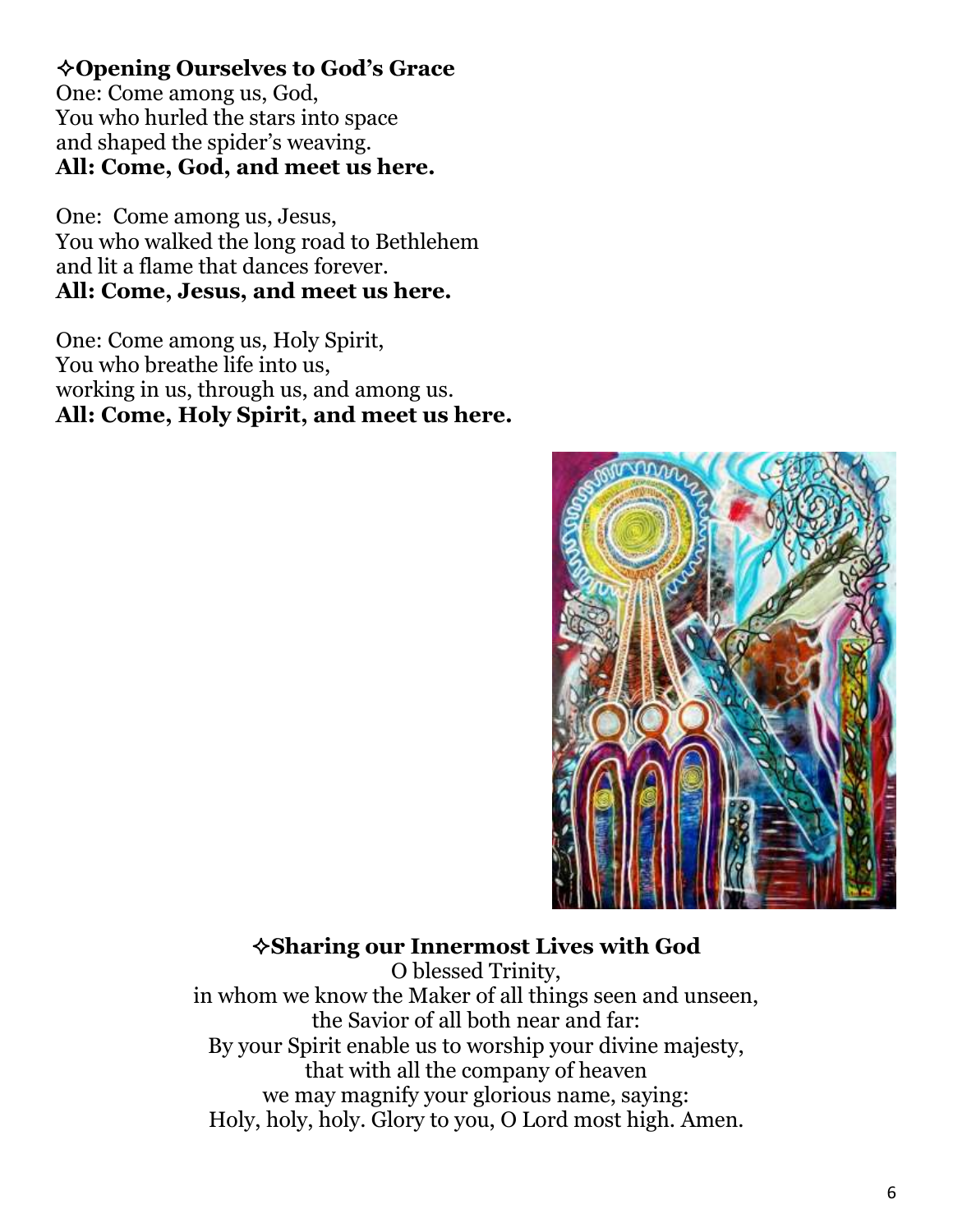### ✧Opening Ourselves to God's Grace

One: Come among us, God,
You who hurled the stars into space
and shaped the spider's weaving.
**All: Come, God, and meet us here.**

One: Come among us, Jesus,
You who walked the long road to Bethlehem
and lit a flame that dances forever.
**All: Come, Jesus, and meet us here.**

One: Come among us, Holy Spirit,
You who breathe life into us,
working in us, through us, and among us.
**All: Come, Holy Spirit, and meet us here.**

### ✧Sharing our Innermost Lives with God

O blessed Trinity,
in whom we know the Maker of all things seen and unseen,
the Savior of all both near and far:
By your Spirit enable us to worship your divine majesty,
that with all the company of heaven
we may magnify your glorious name, saying:
Holy, holy, holy. Glory to you, O Lord most high. Amen.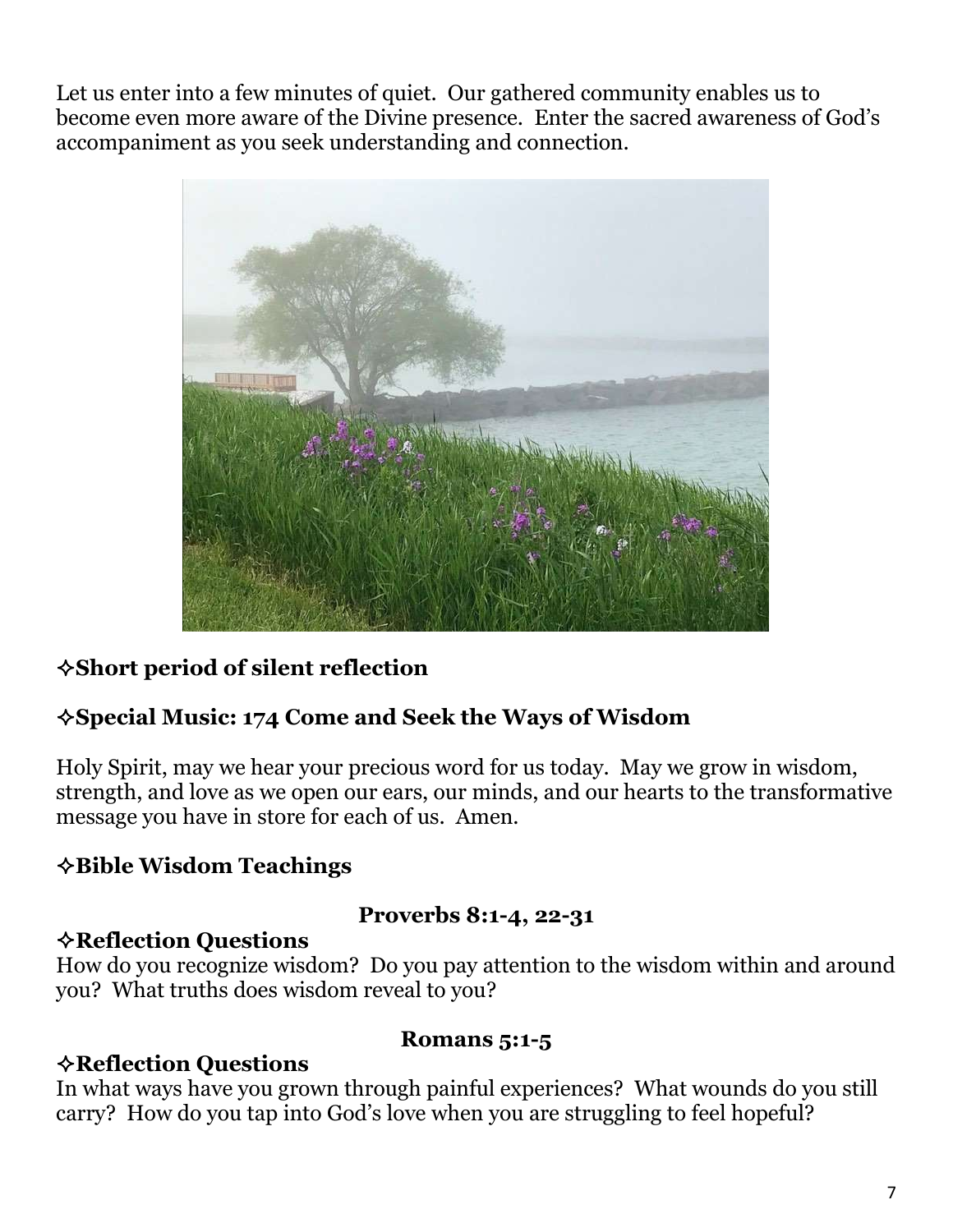Let us enter into a few minutes of quiet. Our gathered community enables us to become even more aware of the Divine presence. Enter the sacred awareness of God's accompaniment as you seek understanding and connection.

**✧Short period of silent reflection**

**✧Special Music: 174 Come and Seek the Ways of Wisdom**

Holy Spirit, may we hear your precious word for us today. May we grow in wisdom, strength, and love as we open our ears, our minds, and our hearts to the transformative message you have in store for each of us. Amen.

**✧Bible Wisdom Teachings**

**Proverbs 8:1-4, 22-31**

**✧Reflection Questions**

How do you recognize wisdom? Do you pay attention to the wisdom within and around you? What truths does wisdom reveal to you?

**Romans 5:1-5**

**✧Reflection Questions**

In what ways have you grown through painful experiences? What wounds do you still carry? How do you tap into God's love when you are struggling to feel hopeful?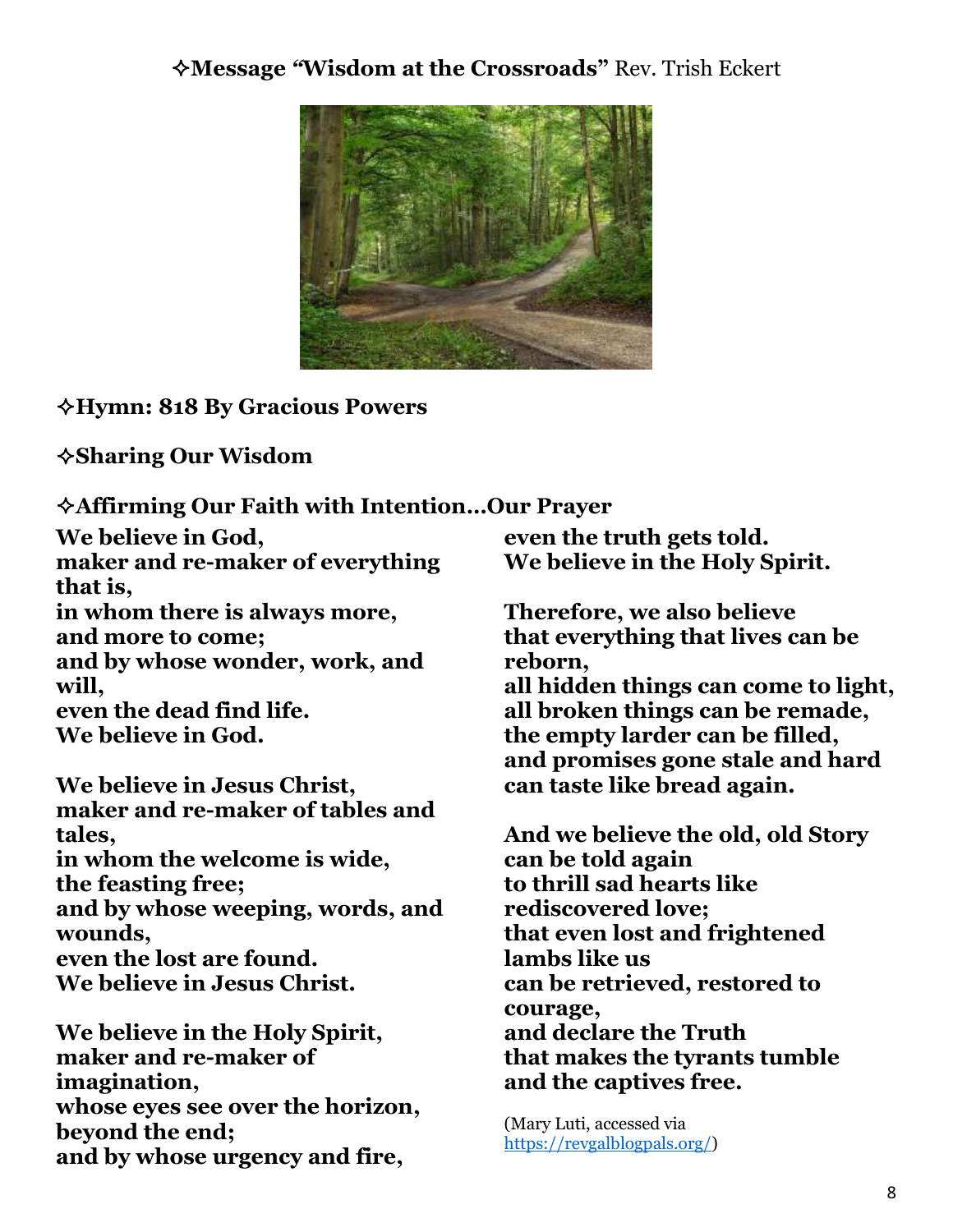✧**Message "Wisdom at the Crossroads"** Rev. Trish Eckert

✧**Hymn: 818 By Gracious Powers**

✧**Sharing Our Wisdom**

✧**Affirming Our Faith with Intention…Our Prayer**

**We believe in God,**
**maker and re-maker of everything that is,**
**in whom there is always more,**
**and more to come;**
**and by whose wonder, work, and will,**
**even the dead find life.**
**We believe in God.**

**We believe in Jesus Christ,**
**maker and re-maker of tables and tales,**
**in whom the welcome is wide,**
**the feasting free;**
**and by whose weeping, words, and wounds,**
**even the lost are found.**
**We believe in Jesus Christ.**

**We believe in the Holy Spirit,**
**maker and re-maker of imagination,**
**whose eyes see over the horizon,**
**beyond the end;**
**and by whose urgency and fire,**
**even the truth gets told.**
**We believe in the Holy Spirit.**

**Therefore, we also believe**
**that everything that lives can be reborn,**
**all hidden things can come to light,**
**all broken things can be remade,**
**the empty larder can be filled,**
**and promises gone stale and hard**
**can taste like bread again.**

**And we believe the old, old Story**
**can be told again**
**to thrill sad hearts like rediscovered love;**
**that even lost and frightened lambs like us**
**can be retrieved, restored to courage,**
**and declare the Truth**
**that makes the tyrants tumble**
**and the captives free.**

(Mary Luti, accessed via https://revgalblogpals.org/)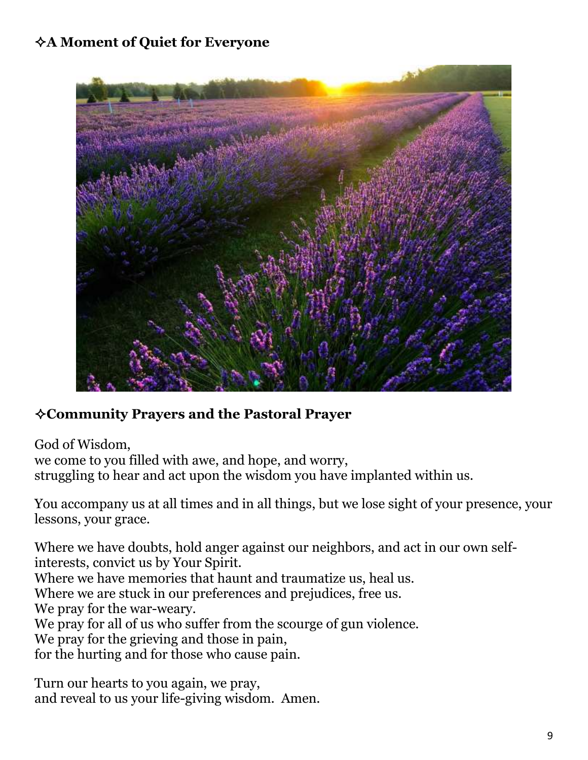### ✧A Moment of Quiet for Everyone

### ✧Community Prayers and the Pastoral Prayer

God of Wisdom,
we come to you filled with awe, and hope, and worry,
struggling to hear and act upon the wisdom you have implanted within us.

You accompany us at all times and in all things, but we lose sight of your presence, your lessons, your grace.

Where we have doubts, hold anger against our neighbors, and act in our own self-interests, convict us by Your Spirit.
Where we have memories that haunt and traumatize us, heal us.
Where we are stuck in our preferences and prejudices, free us.
We pray for the war-weary.
We pray for all of us who suffer from the scourge of gun violence.
We pray for the grieving and those in pain,
for the hurting and for those who cause pain.

Turn our hearts to you again, we pray,
and reveal to us your life-giving wisdom. Amen.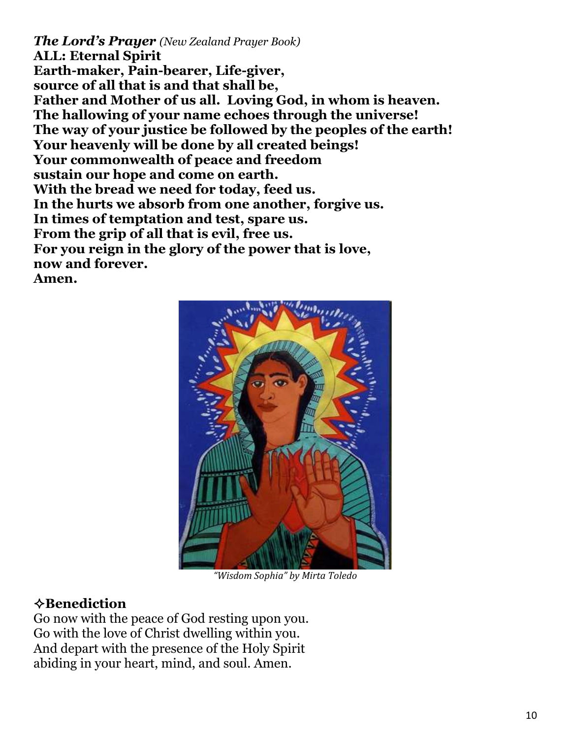***The Lord's Prayer*** *(New Zealand Prayer Book)*

**ALL: Eternal Spirit**
**Earth-maker, Pain-bearer, Life-giver,**
**source of all that is and that shall be,**
**Father and Mother of us all. Loving God, in whom is heaven.**
**The hallowing of your name echoes through the universe!**
**The way of your justice be followed by the peoples of the earth!**
**Your heavenly will be done by all created beings!**
**Your commonwealth of peace and freedom**
**sustain our hope and come on earth.**
**With the bread we need for today, feed us.**
**In the hurts we absorb from one another, forgive us.**
**In times of temptation and test, spare us.**
**From the grip of all that is evil, free us.**
**For you reign in the glory of the power that is love,**
**now and forever.**
**Amen.**

*"Wisdom Sophia" by Mirta Toledo*

### ✧Benediction

Go now with the peace of God resting upon you.
Go with the love of Christ dwelling within you.
And depart with the presence of the Holy Spirit
abiding in your heart, mind, and soul. Amen.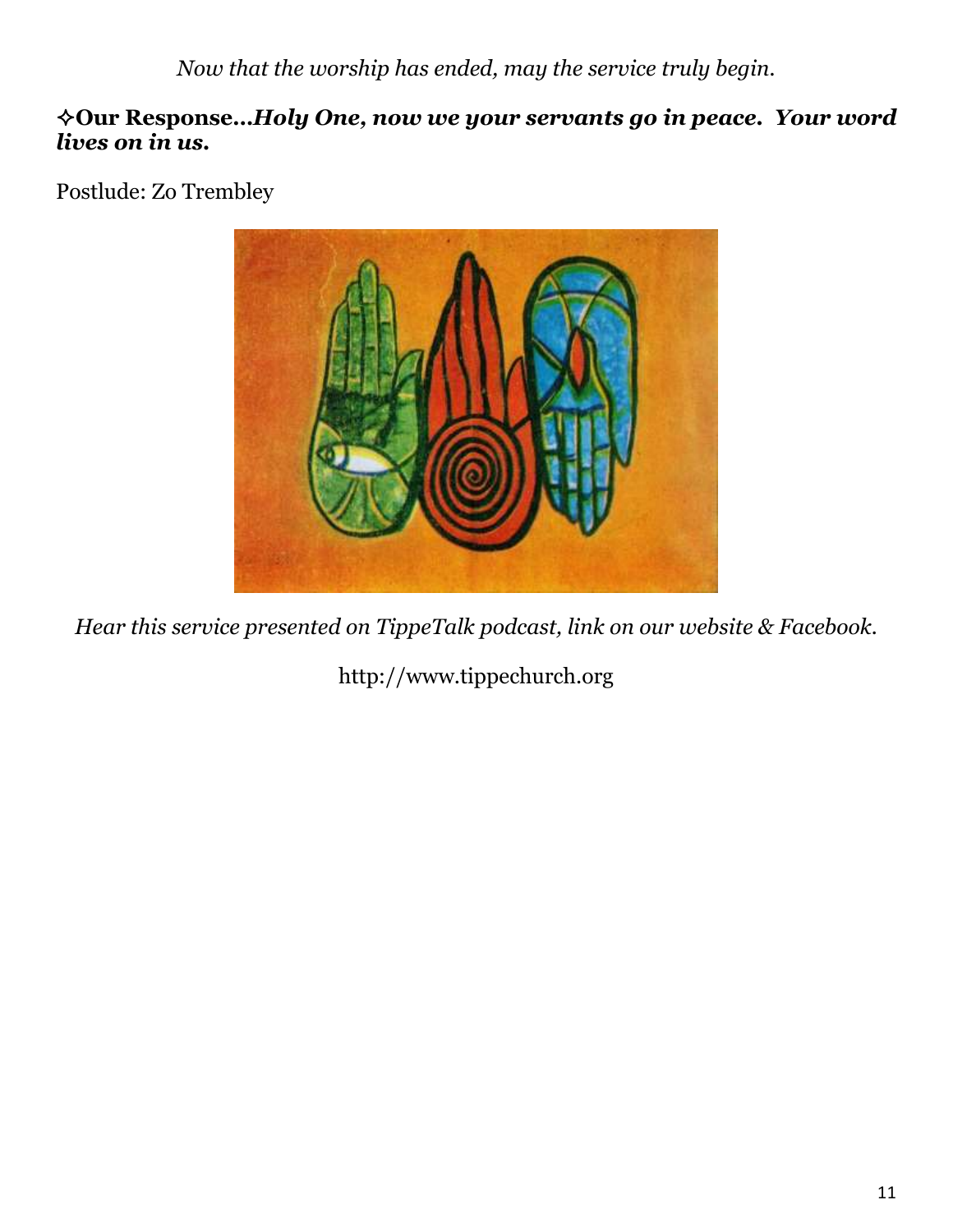*Now that the worship has ended, may the service truly begin.*

✧**Our Response…*Holy One, now we your servants go in peace. Your word lives on in us.***

Postlude: Zo Trembley

*Hear this service presented on TippeTalk podcast, link on our website & Facebook.*

http://www.tippechurch.org